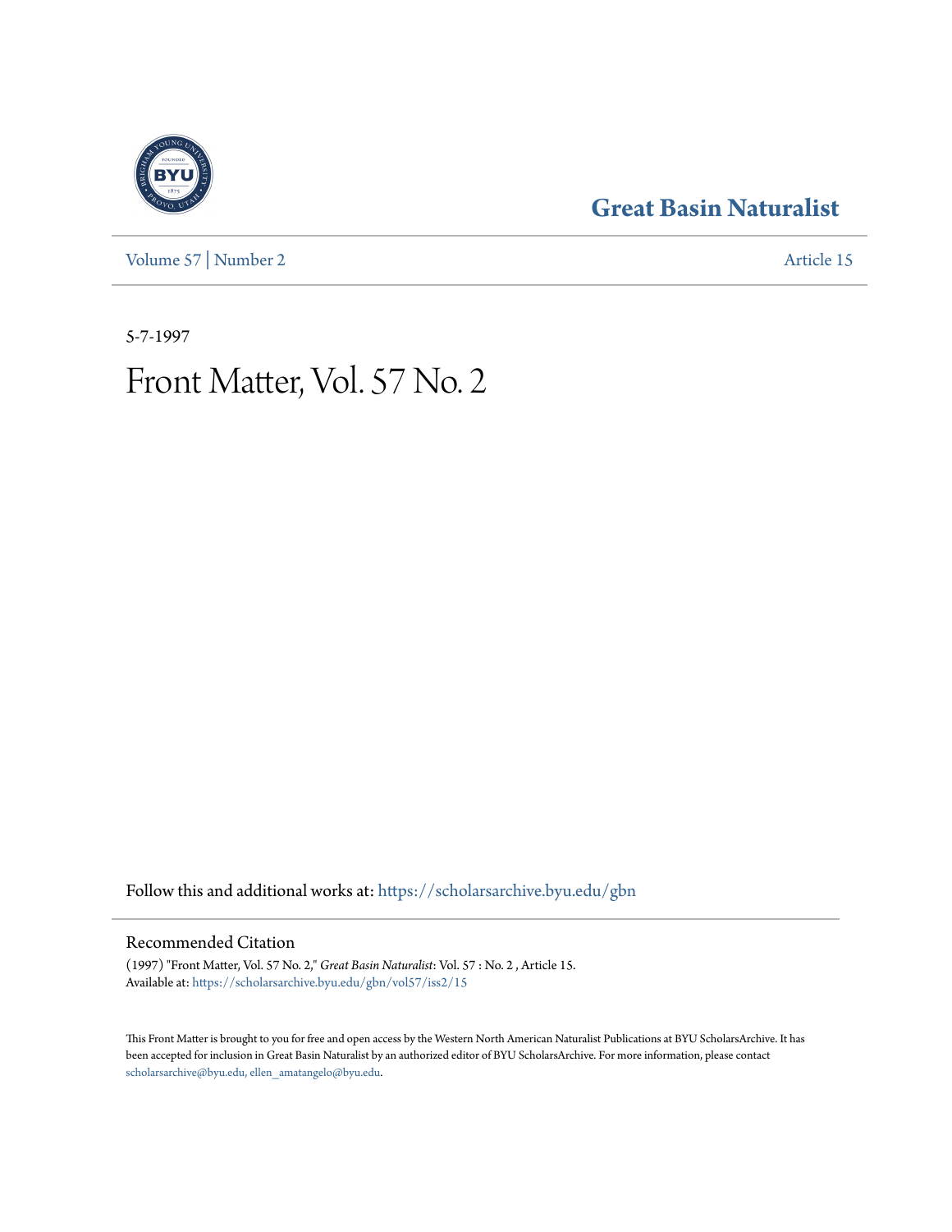# Great Basin Naturalist

Volume 57 | Number 2

Article 15

5-7-1997

# Front Matter, Vol. 57 No. 2

Follow this and additional works at: https://scholarsarchive.byu.edu/gbn

## Recommended Citation

(1997) "Front Matter, Vol. 57 No. 2," *Great Basin Naturalist*: Vol. 57 : No. 2 , Article 15.
Available at: https://scholarsarchive.byu.edu/gbn/vol57/iss2/15

This Front Matter is brought to you for free and open access by the Western North American Naturalist Publications at BYU ScholarsArchive. It has been accepted for inclusion in Great Basin Naturalist by an authorized editor of BYU ScholarsArchive. For more information, please contact scholarsarchive@byu.edu, ellen_amatangelo@byu.edu.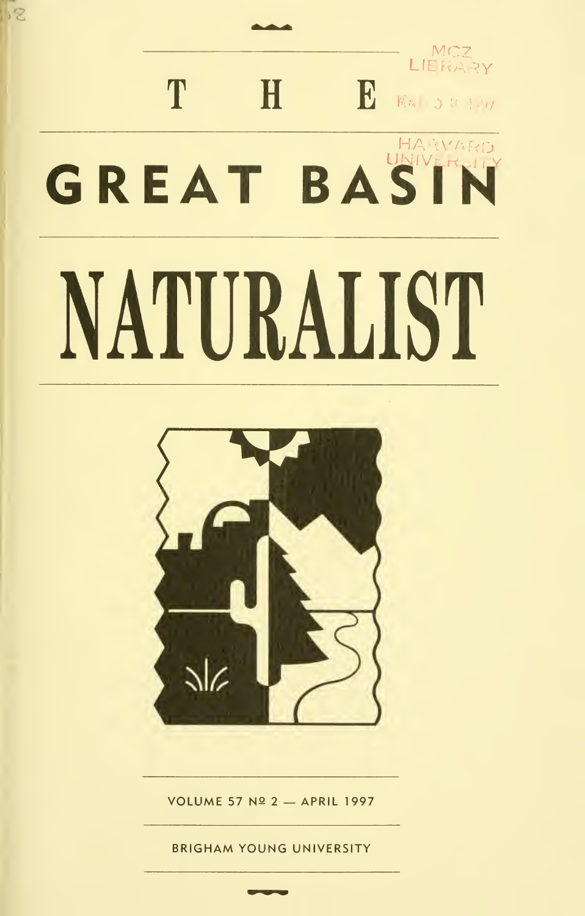# THE GREAT BASIN NATURALIST

VOLUME 57 Nº 2 — APRIL 1997

BRIGHAM YOUNG UNIVERSITY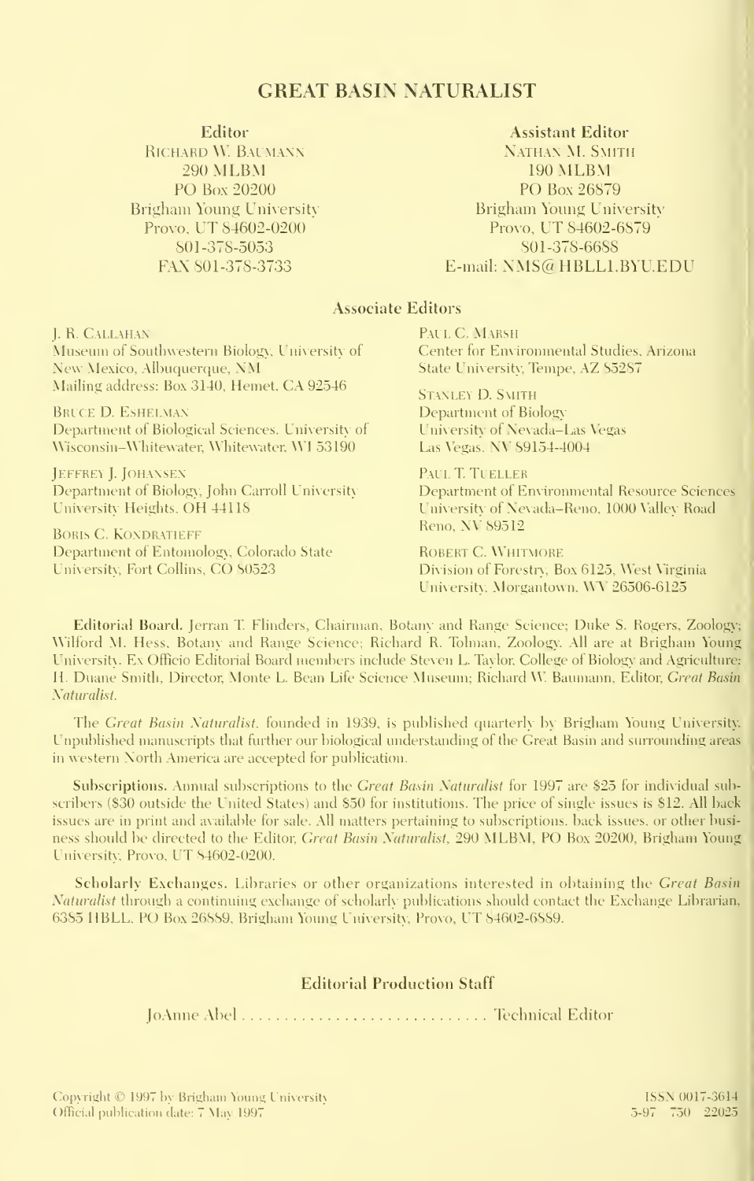# GREAT BASIN NATURALIST

**Editor**
Richard W. Baumann
290 MLBM
PO Box 20200
Brigham Young University
Provo, UT 84602-0200
801-378-5053
FAX 801-378-3733

**Assistant Editor**
Nathan M. Smith
190 MLBM
PO Box 26879
Brigham Young University
Provo, UT 84602-6879
801-378-6688
E-mail: NMS@HBLL1.BYU.EDU

## Associate Editors

J. R. Callahan
Museum of Southwestern Biology, University of New Mexico, Albuquerque, NM
Mailing address: Box 3140, Hemet, CA 92546

Bruce D. Eshelman
Department of Biological Sciences, University of Wisconsin–Whitewater, Whitewater, WI 53190

Jeffrey J. Johansen
Department of Biology, John Carroll University
University Heights, OH 44118

Boris C. Kondratieff
Department of Entomology, Colorado State University, Fort Collins, CO 80523

Paul C. Marsh
Center for Environmental Studies, Arizona State University, Tempe, AZ 85287

Stanley D. Smith
Department of Biology
University of Nevada–Las Vegas
Las Vegas, NV 89154-4004

Paul T. Tueller
Department of Environmental Resource Sciences
University of Nevada–Reno, 1000 Valley Road
Reno, NV 89512

Robert C. Whitmore
Division of Forestry, Box 6125, West Virginia University, Morgantown, WV 26506-6125

**Editorial Board.** Jerran T. Flinders, Chairman, Botany and Range Science; Duke S. Rogers, Zoology; Wilford M. Hess, Botany and Range Science; Richard R. Tolman, Zoology. All are at Brigham Young University. Ex Officio Editorial Board members include Steven L. Taylor, College of Biology and Agriculture; H. Duane Smith, Director, Monte L. Bean Life Science Museum; Richard W. Baumann, Editor, *Great Basin Naturalist*.

The *Great Basin Naturalist*, founded in 1939, is published quarterly by Brigham Young University. Unpublished manuscripts that further our biological understanding of the Great Basin and surrounding areas in western North America are accepted for publication.

**Subscriptions.** Annual subscriptions to the *Great Basin Naturalist* for 1997 are $25 for individual subscribers ($30 outside the United States) and $50 for institutions. The price of single issues is $12. All back issues are in print and available for sale. All matters pertaining to subscriptions, back issues, or other business should be directed to the Editor, *Great Basin Naturalist*, 290 MLBM, PO Box 20200, Brigham Young University, Provo, UT 84602-0200.

**Scholarly Exchanges.** Libraries or other organizations interested in obtaining the *Great Basin Naturalist* through a continuing exchange of scholarly publications should contact the Exchange Librarian, 6385 HBLL, PO Box 26889, Brigham Young University, Provo, UT 84602-6889.

## Editorial Production Staff

JoAnne Abel .............................. Technical Editor

Copyright © 1997 by Brigham Young University
Official publication date: 7 May 1997

ISSN 0017-3614
5-97 750 22025